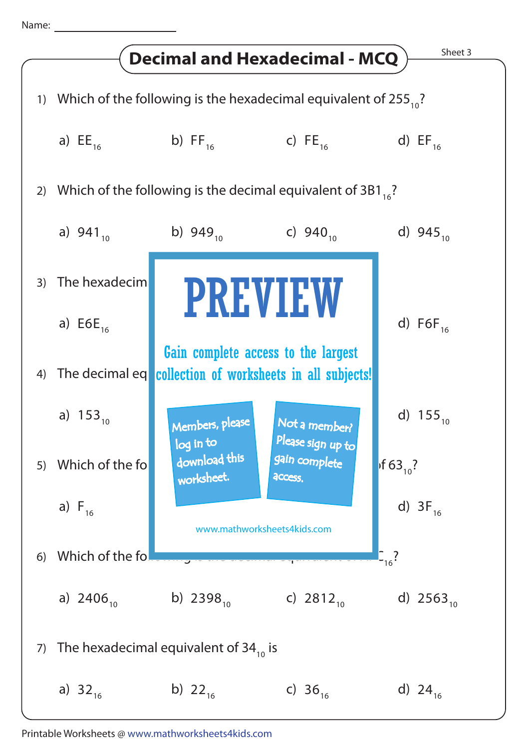Name: ___________________

# Decimal and Hexadecimal - MCQ

Sheet 3

1) Which of the following is the hexadecimal equivalent of $255_{10}$?

a) $EE_{16}$ b) $FF_{16}$ c) $FE_{16}$ d) $EF_{16}$

2) Which of the following is the decimal equivalent of $3B1_{16}$?

a) $941_{10}$ b) $949_{10}$ c) $940_{10}$ d) $945_{10}$

3) The hexadecim

a) $E6E_{16}$ d) $F6F_{16}$

PREVIEW

Gain complete access to the largest collection of worksheets in all subjects!

Members, please log in to download this worksheet.

Not a member? Please sign up to gain complete access.

www.mathworksheets4kids.com

4) The decimal eq

a) $153_{10}$ d) $155_{10}$

5) Which of the fo f $63_{10}$?

a) $F_{16}$ d) $3F_{16}$

6) Which of the fo $C_{16}$?

a) $2406_{10}$ b) $2398_{10}$ c) $2812_{10}$ d) $2563_{10}$

7) The hexadecimal equivalent of $34_{10}$ is

a) $32_{16}$ b) $22_{16}$ c) $36_{16}$ d) $24_{16}$

Printable Worksheets @ www.mathworksheets4kids.com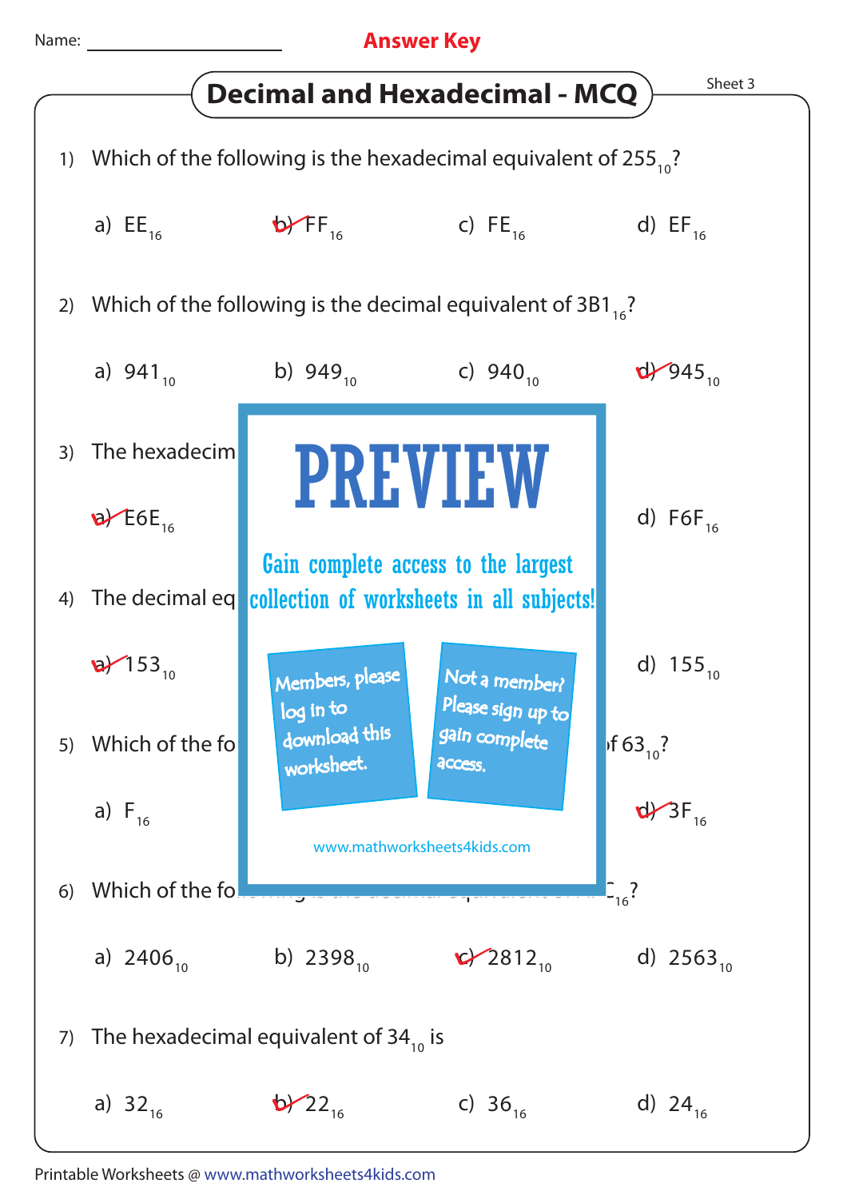Name: ____________________

**Answer Key**

# Decimal and Hexadecimal - MCQ

Sheet 3

1) Which of the following is the hexadecimal equivalent of $255_{10}$?

a) $EE_{16}$ b) $FF_{16}$ ✓ c) $FE_{16}$ d) $EF_{16}$

2) Which of the following is the decimal equivalent of $3B1_{16}$?

a) $941_{10}$ b) $949_{10}$ c) $940_{10}$ d) $945_{10}$ ✓

3) The hexadecim

a) $E6E_{16}$ ✓ d) $F6F_{16}$

4) The decimal eq

a) $153_{10}$ ✓ d) $155_{10}$

5) Which of the fo ... f $63_{10}$?

a) $F_{16}$ d) $3F_{16}$ ✓

6) Which of the fo ... $C_{16}$?

a) $2406_{10}$ b) $2398_{10}$ c) $2812_{10}$ ✓ d) $2563_{10}$

7) The hexadecimal equivalent of $34_{10}$ is

a) $32_{16}$ b) $22_{16}$ ✓ c) $36_{16}$ d) $24_{16}$

PREVIEW

Gain complete access to the largest collection of worksheets in all subjects!

Members, please log in to download this worksheet.

Not a member? Please sign up to gain complete access.

www.mathworksheets4kids.com

Printable Worksheets @ www.mathworksheets4kids.com